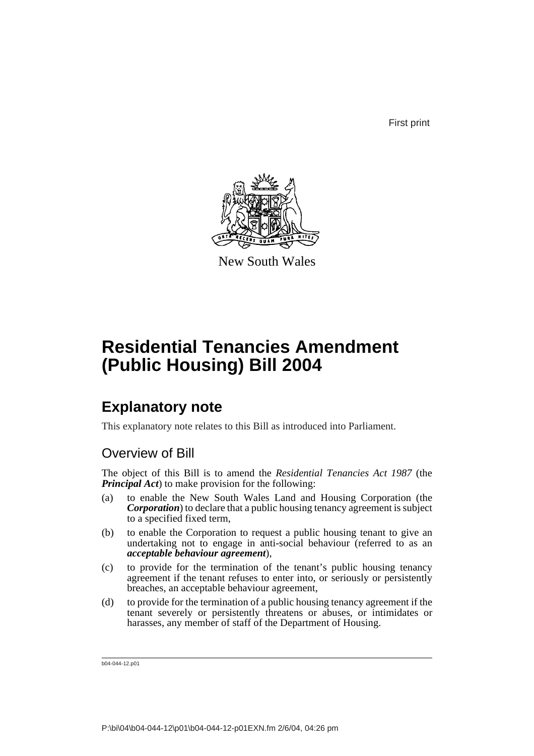First print

New South Wales

# Residential Tenancies Amendment (Public Housing) Bill 2004

## Explanatory note

This explanatory note relates to this Bill as introduced into Parliament.

### Overview of Bill

The object of this Bill is to amend the *Residential Tenancies Act 1987* (the ***Principal Act***) to make provision for the following:

(a) to enable the New South Wales Land and Housing Corporation (the ***Corporation***) to declare that a public housing tenancy agreement is subject to a specified fixed term,

(b) to enable the Corporation to request a public housing tenant to give an undertaking not to engage in anti-social behaviour (referred to as an ***acceptable behaviour agreement***),

(c) to provide for the termination of the tenant's public housing tenancy agreement if the tenant refuses to enter into, or seriously or persistently breaches, an acceptable behaviour agreement,

(d) to provide for the termination of a public housing tenancy agreement if the tenant severely or persistently threatens or abuses, or intimidates or harasses, any member of staff of the Department of Housing.

b04-044-12.p01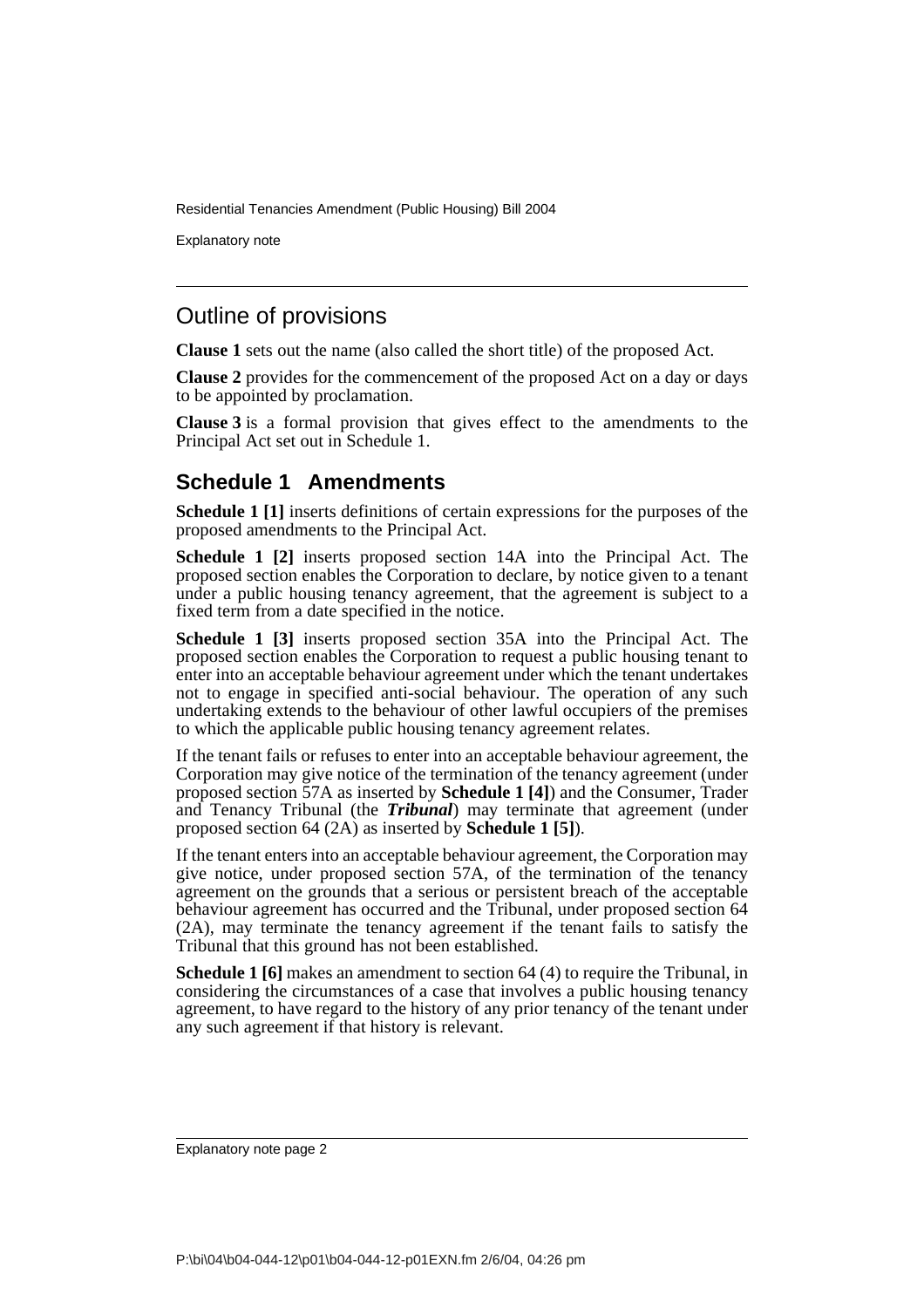## Outline of provisions

**Clause 1** sets out the name (also called the short title) of the proposed Act.

**Clause 2** provides for the commencement of the proposed Act on a day or days to be appointed by proclamation.

**Clause 3** is a formal provision that gives effect to the amendments to the Principal Act set out in Schedule 1.

### Schedule 1 Amendments

**Schedule 1 [1]** inserts definitions of certain expressions for the purposes of the proposed amendments to the Principal Act.

**Schedule 1 [2]** inserts proposed section 14A into the Principal Act. The proposed section enables the Corporation to declare, by notice given to a tenant under a public housing tenancy agreement, that the agreement is subject to a fixed term from a date specified in the notice.

**Schedule 1 [3]** inserts proposed section 35A into the Principal Act. The proposed section enables the Corporation to request a public housing tenant to enter into an acceptable behaviour agreement under which the tenant undertakes not to engage in specified anti-social behaviour. The operation of any such undertaking extends to the behaviour of other lawful occupiers of the premises to which the applicable public housing tenancy agreement relates.

If the tenant fails or refuses to enter into an acceptable behaviour agreement, the Corporation may give notice of the termination of the tenancy agreement (under proposed section 57A as inserted by **Schedule 1 [4]**) and the Consumer, Trader and Tenancy Tribunal (the ***Tribunal***) may terminate that agreement (under proposed section 64 (2A) as inserted by **Schedule 1 [5]**).

If the tenant enters into an acceptable behaviour agreement, the Corporation may give notice, under proposed section 57A, of the termination of the tenancy agreement on the grounds that a serious or persistent breach of the acceptable behaviour agreement has occurred and the Tribunal, under proposed section 64 (2A), may terminate the tenancy agreement if the tenant fails to satisfy the Tribunal that this ground has not been established.

**Schedule 1 [6]** makes an amendment to section 64 (4) to require the Tribunal, in considering the circumstances of a case that involves a public housing tenancy agreement, to have regard to the history of any prior tenancy of the tenant under any such agreement if that history is relevant.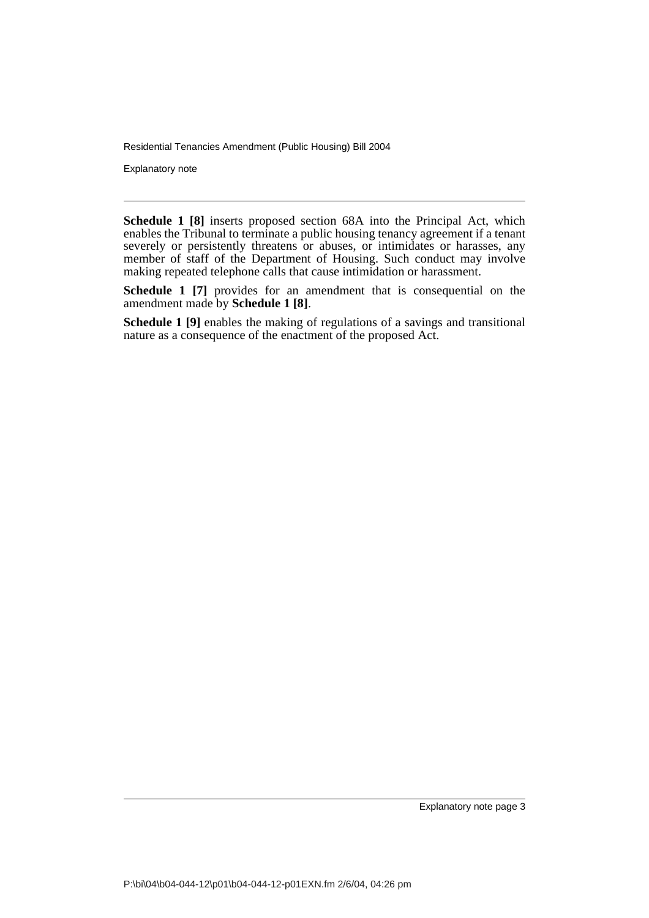**Schedule 1 [8]** inserts proposed section 68A into the Principal Act, which enables the Tribunal to terminate a public housing tenancy agreement if a tenant severely or persistently threatens or abuses, or intimidates or harasses, any member of staff of the Department of Housing. Such conduct may involve making repeated telephone calls that cause intimidation or harassment.

**Schedule 1 [7]** provides for an amendment that is consequential on the amendment made by **Schedule 1 [8]**.

**Schedule 1 [9]** enables the making of regulations of a savings and transitional nature as a consequence of the enactment of the proposed Act.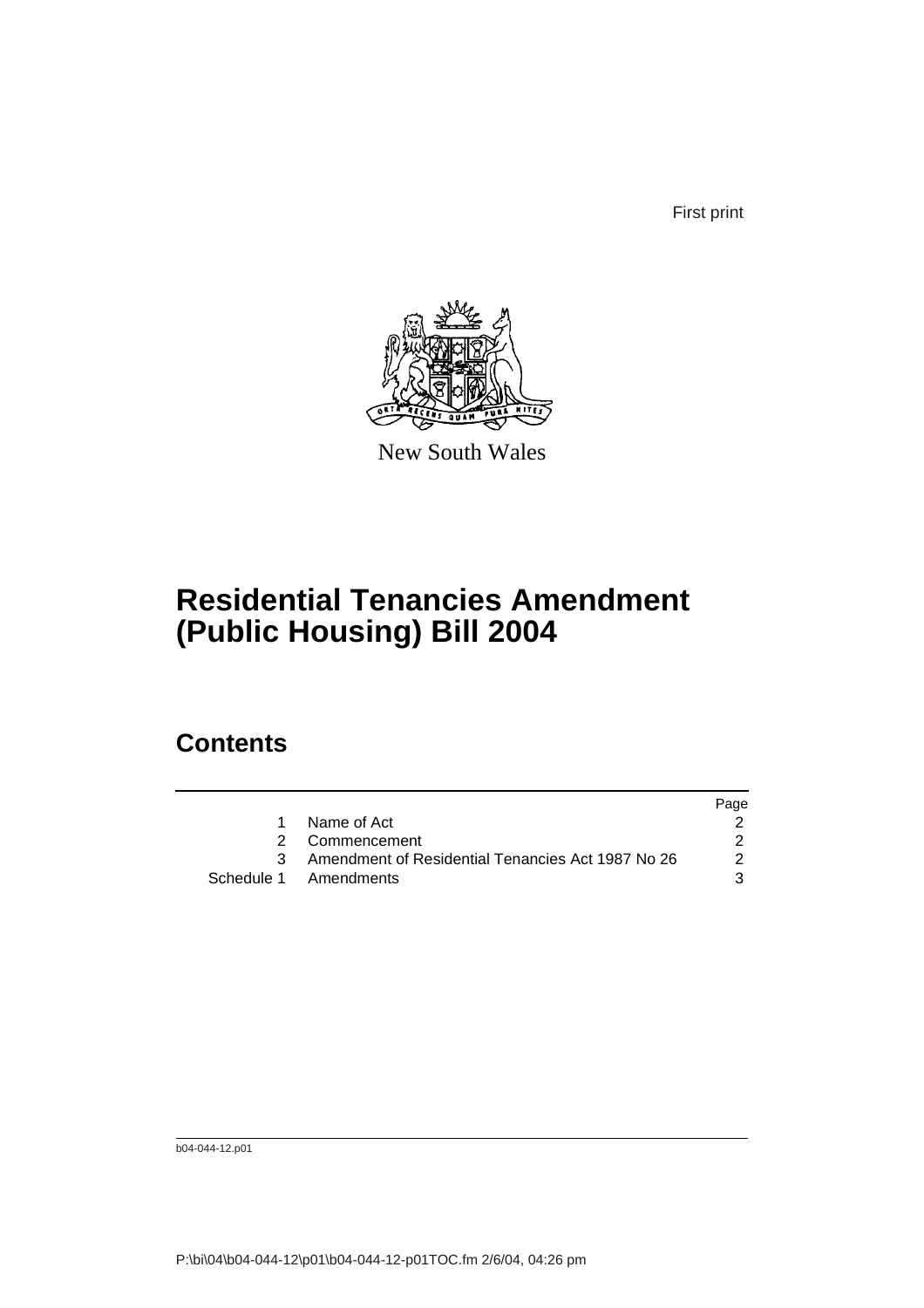First print

New South Wales

# Residential Tenancies Amendment (Public Housing) Bill 2004

## Contents

| | | Page |
|---|---|---|
| 1 | Name of Act | 2 |
| 2 | Commencement | 2 |
| 3 | Amendment of Residential Tenancies Act 1987 No 26 | 2 |
| Schedule 1 | Amendments | 3 |

b04-044-12.p01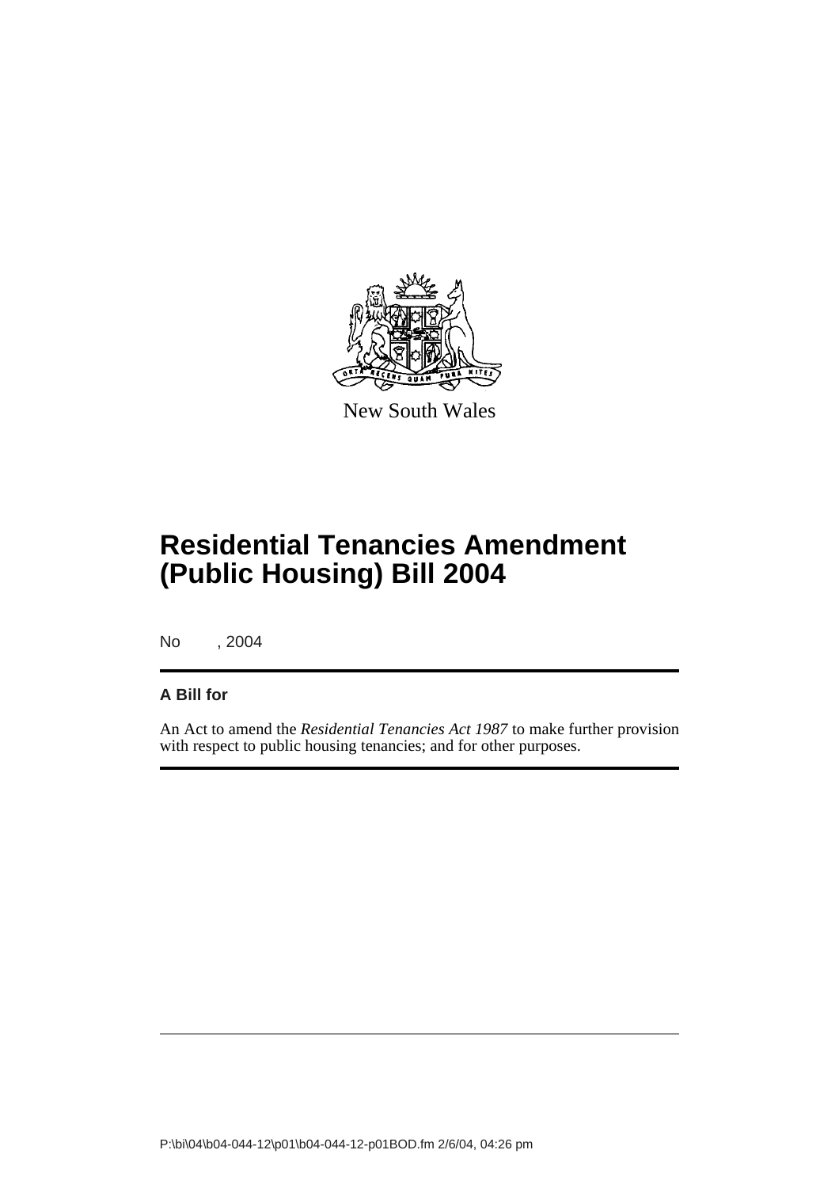New South Wales

# Residential Tenancies Amendment (Public Housing) Bill 2004

No , 2004

**A Bill for**

An Act to amend the *Residential Tenancies Act 1987* to make further provision with respect to public housing tenancies; and for other purposes.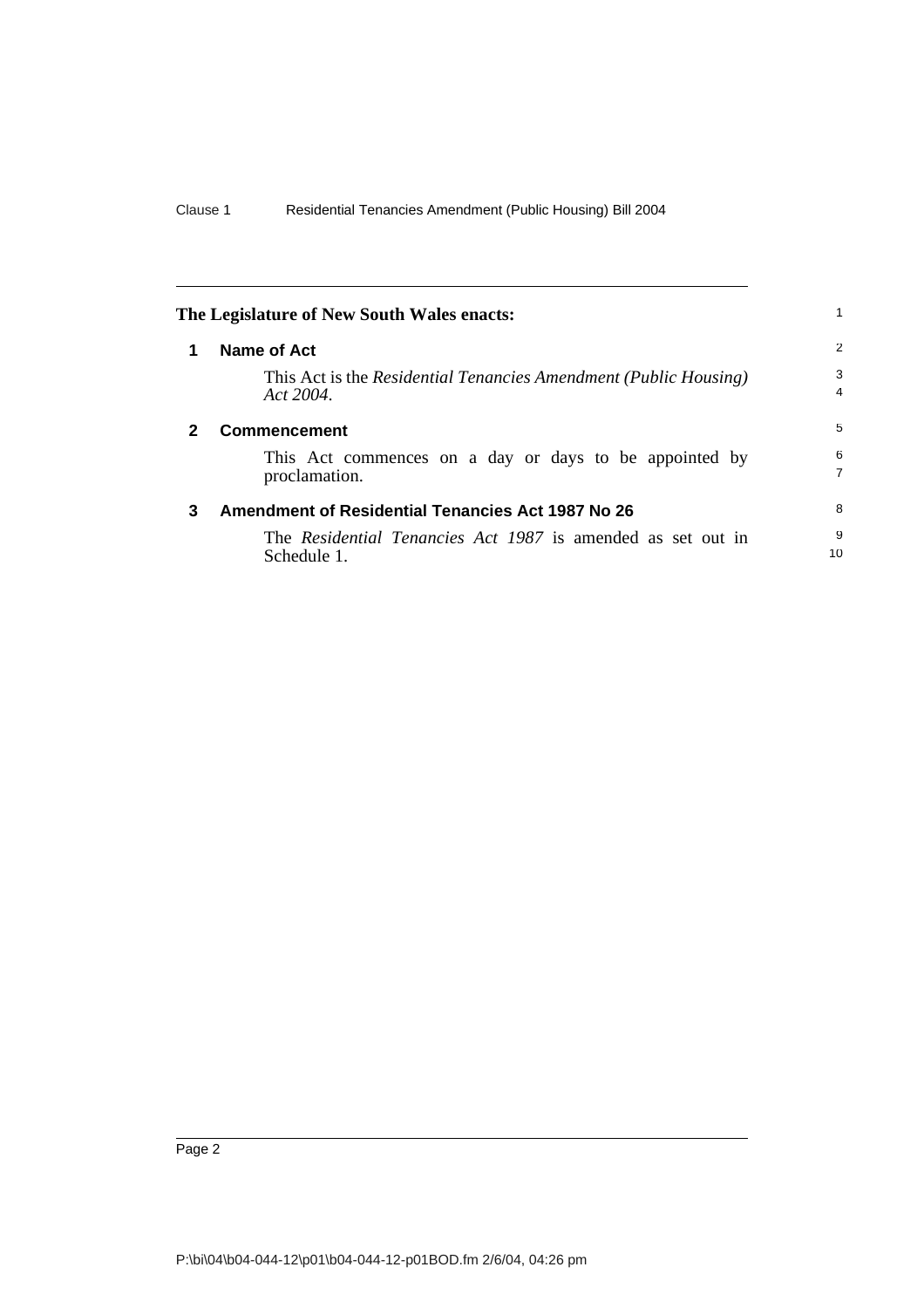**The Legislature of New South Wales enacts:**

## 1 Name of Act

This Act is the *Residential Tenancies Amendment (Public Housing) Act 2004*.

## 2 Commencement

This Act commences on a day or days to be appointed by proclamation.

## 3 Amendment of Residential Tenancies Act 1987 No 26

The *Residential Tenancies Act 1987* is amended as set out in Schedule 1.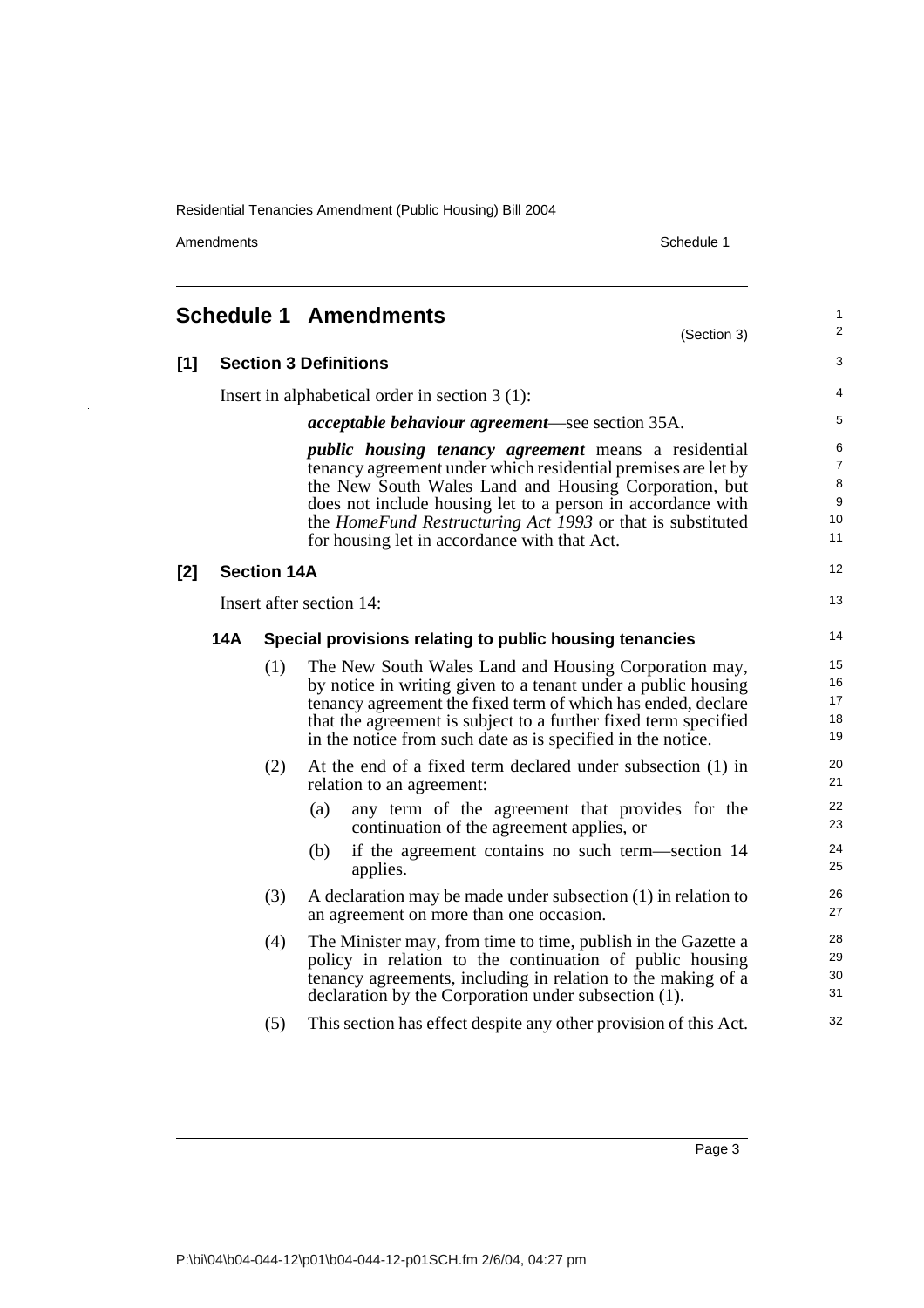# Schedule 1 Amendments

(Section 3)

## [1] Section 3 Definitions

Insert in alphabetical order in section 3 (1):

***acceptable behaviour agreement***—see section 35A.

***public housing tenancy agreement*** means a residential tenancy agreement under which residential premises are let by the New South Wales Land and Housing Corporation, but does not include housing let to a person in accordance with the *HomeFund Restructuring Act 1993* or that is substituted for housing let in accordance with that Act.

## [2] Section 14A

Insert after section 14:

### 14A Special provisions relating to public housing tenancies

(1) The New South Wales Land and Housing Corporation may, by notice in writing given to a tenant under a public housing tenancy agreement the fixed term of which has ended, declare that the agreement is subject to a further fixed term specified in the notice from such date as is specified in the notice.

(2) At the end of a fixed term declared under subsection (1) in relation to an agreement:

- (a) any term of the agreement that provides for the continuation of the agreement applies, or
- (b) if the agreement contains no such term—section 14 applies.

(3) A declaration may be made under subsection (1) in relation to an agreement on more than one occasion.

(4) The Minister may, from time to time, publish in the Gazette a policy in relation to the continuation of public housing tenancy agreements, including in relation to the making of a declaration by the Corporation under subsection (1).

(5) This section has effect despite any other provision of this Act.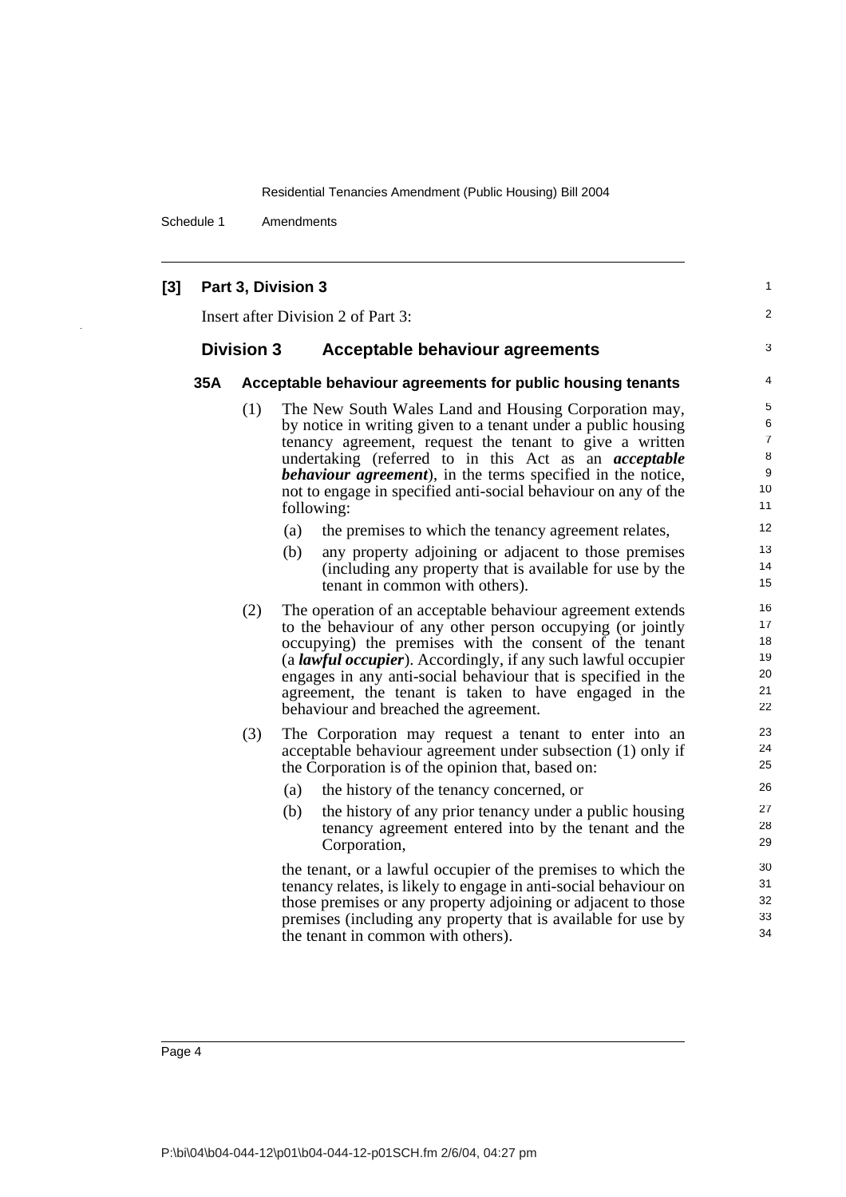## [3] Part 3, Division 3

Insert after Division 2 of Part 3:

### Division 3 Acceptable behaviour agreements

#### 35A Acceptable behaviour agreements for public housing tenants

(1) The New South Wales Land and Housing Corporation may, by notice in writing given to a tenant under a public housing tenancy agreement, request the tenant to give a written undertaking (referred to in this Act as an ***acceptable behaviour agreement***), in the terms specified in the notice, not to engage in specified anti-social behaviour on any of the following:

- (a) the premises to which the tenancy agreement relates,
- (b) any property adjoining or adjacent to those premises (including any property that is available for use by the tenant in common with others).

(2) The operation of an acceptable behaviour agreement extends to the behaviour of any other person occupying (or jointly occupying) the premises with the consent of the tenant (a ***lawful occupier***). Accordingly, if any such lawful occupier engages in any anti-social behaviour that is specified in the agreement, the tenant is taken to have engaged in the behaviour and breached the agreement.

(3) The Corporation may request a tenant to enter into an acceptable behaviour agreement under subsection (1) only if the Corporation is of the opinion that, based on:

- (a) the history of the tenancy concerned, or
- (b) the history of any prior tenancy under a public housing tenancy agreement entered into by the tenant and the Corporation,

the tenant, or a lawful occupier of the premises to which the tenancy relates, is likely to engage in anti-social behaviour on those premises or any property adjoining or adjacent to those premises (including any property that is available for use by the tenant in common with others).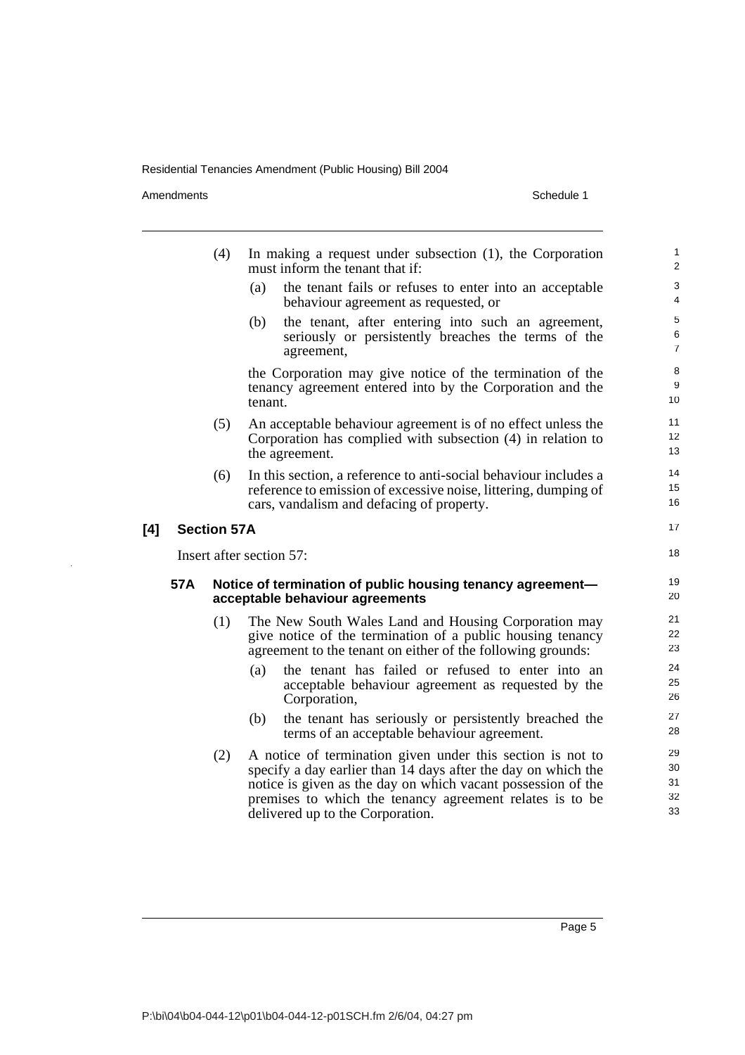(4) In making a request under subsection (1), the Corporation must inform the tenant that if:

(a) the tenant fails or refuses to enter into an acceptable behaviour agreement as requested, or

(b) the tenant, after entering into such an agreement, seriously or persistently breaches the terms of the agreement,

the Corporation may give notice of the termination of the tenancy agreement entered into by the Corporation and the tenant.

(5) An acceptable behaviour agreement is of no effect unless the Corporation has complied with subsection (4) in relation to the agreement.

(6) In this section, a reference to anti-social behaviour includes a reference to emission of excessive noise, littering, dumping of cars, vandalism and defacing of property.

## [4] Section 57A

Insert after section 57:

### 57A Notice of termination of public housing tenancy agreement—acceptable behaviour agreements

(1) The New South Wales Land and Housing Corporation may give notice of the termination of a public housing tenancy agreement to the tenant on either of the following grounds:

(a) the tenant has failed or refused to enter into an acceptable behaviour agreement as requested by the Corporation,

(b) the tenant has seriously or persistently breached the terms of an acceptable behaviour agreement.

(2) A notice of termination given under this section is not to specify a day earlier than 14 days after the day on which the notice is given as the day on which vacant possession of the premises to which the tenancy agreement relates is to be delivered up to the Corporation.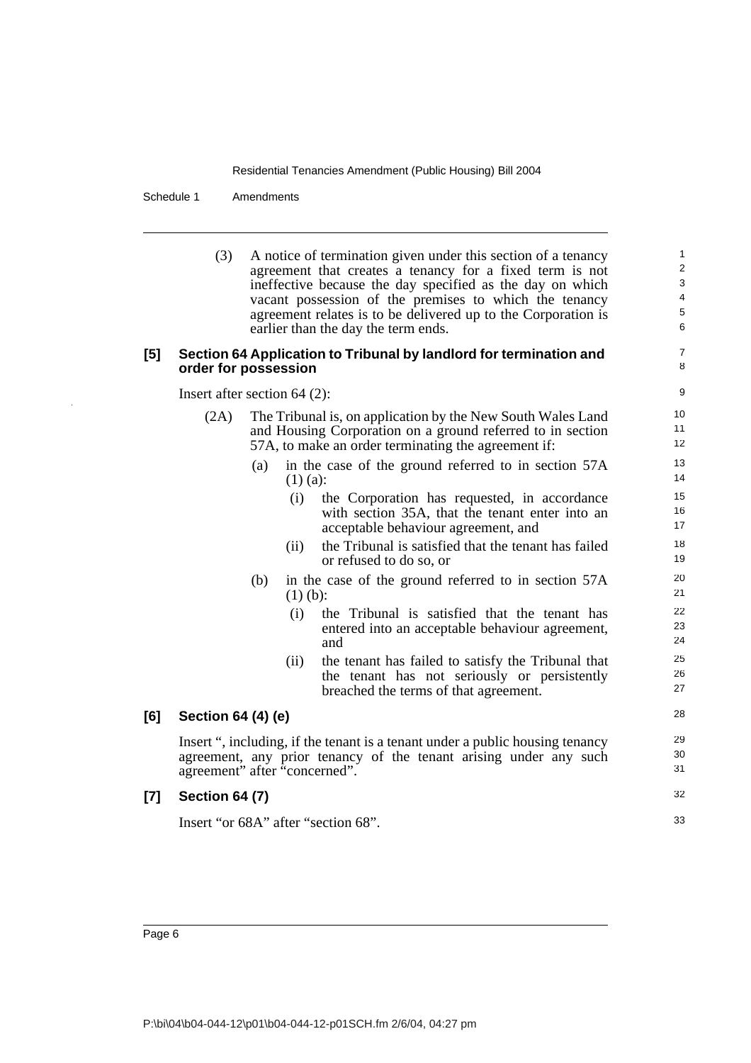(3) A notice of termination given under this section of a tenancy agreement that creates a tenancy for a fixed term is not ineffective because the day specified as the day on which vacant possession of the premises to which the tenancy agreement relates is to be delivered up to the Corporation is earlier than the day the term ends.

**[5] Section 64 Application to Tribunal by landlord for termination and order for possession**

Insert after section 64 (2):

(2A) The Tribunal is, on application by the New South Wales Land and Housing Corporation on a ground referred to in section 57A, to make an order terminating the agreement if:

- (a) in the case of the ground referred to in section 57A (1) (a):
  - (i) the Corporation has requested, in accordance with section 35A, that the tenant enter into an acceptable behaviour agreement, and
  - (ii) the Tribunal is satisfied that the tenant has failed or refused to do so, or
- (b) in the case of the ground referred to in section 57A (1) (b):
  - (i) the Tribunal is satisfied that the tenant has entered into an acceptable behaviour agreement, and
  - (ii) the tenant has failed to satisfy the Tribunal that the tenant has not seriously or persistently breached the terms of that agreement.

**[6] Section 64 (4) (e)**

Insert ", including, if the tenant is a tenant under a public housing tenancy agreement, any prior tenancy of the tenant arising under any such agreement" after "concerned".

**[7] Section 64 (7)**

Insert "or 68A" after "section 68".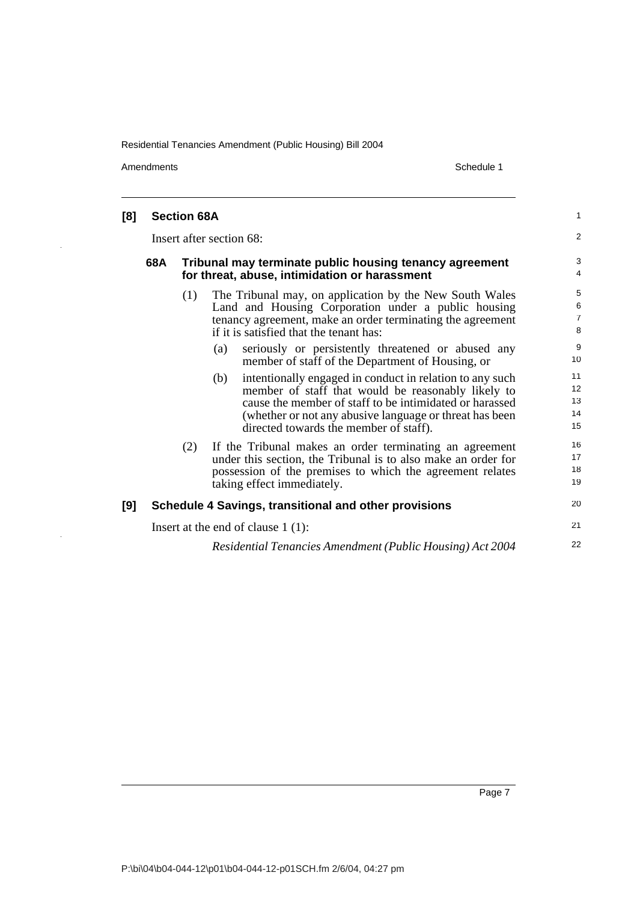**[8] Section 68A**

Insert after section 68:

**68A Tribunal may terminate public housing tenancy agreement for threat, abuse, intimidation or harassment**

(1) The Tribunal may, on application by the New South Wales Land and Housing Corporation under a public housing tenancy agreement, make an order terminating the agreement if it is satisfied that the tenant has:

(a) seriously or persistently threatened or abused any member of staff of the Department of Housing, or

(b) intentionally engaged in conduct in relation to any such member of staff that would be reasonably likely to cause the member of staff to be intimidated or harassed (whether or not any abusive language or threat has been directed towards the member of staff).

(2) If the Tribunal makes an order terminating an agreement under this section, the Tribunal is to also make an order for possession of the premises to which the agreement relates taking effect immediately.

**[9] Schedule 4 Savings, transitional and other provisions**

Insert at the end of clause 1 (1):

*Residential Tenancies Amendment (Public Housing) Act 2004*